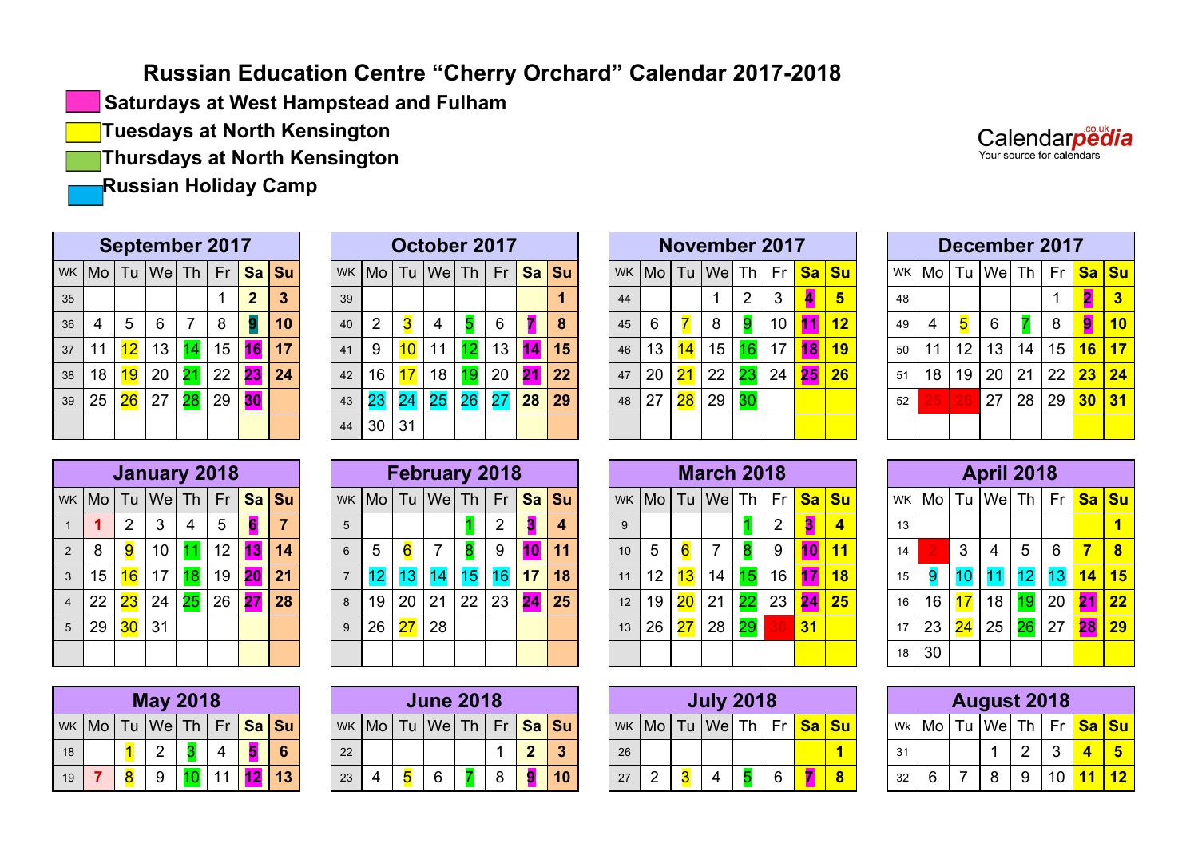# Russian Education Centre “Cherry Orchard” Calendar 2017-2018

- Saturdays at West Hampstead and Fulham
- Tuesdays at North Kensington
- Thursdays at North Kensington
- Russian Holiday Camp

Calendarpedia co.uk
Your source for calendars

## September 2017

| WK | Mo | Tu | We | Th | Fr | Sa | Su |
|---|---|---|---|---|---|---|---|
| 35 | | | | | 1 | 2 | 3 |
| 36 | 4 | 5 | 6 | 7 | 8 | 9 | 10 |
| 37 | 11 | 12 | 13 | 14 | 15 | 16 | 17 |
| 38 | 18 | 19 | 20 | 21 | 22 | 23 | 24 |
| 39 | 25 | 26 | 27 | 28 | 29 | 30 | |

## October 2017

| WK | Mo | Tu | We | Th | Fr | Sa | Su |
|---|---|---|---|---|---|---|---|
| 39 | | | | | | | 1 |
| 40 | 2 | 3 | 4 | 5 | 6 | 7 | 8 |
| 41 | 9 | 10 | 11 | 12 | 13 | 14 | 15 |
| 42 | 16 | 17 | 18 | 19 | 20 | 21 | 22 |
| 43 | 23 | 24 | 25 | 26 | 27 | 28 | 29 |
| 44 | 30 | 31 | | | | | |

## November 2017

| WK | Mo | Tu | We | Th | Fr | Sa | Su |
|---|---|---|---|---|---|---|---|
| 44 | | | 1 | 2 | 3 | 4 | 5 |
| 45 | 6 | 7 | 8 | 9 | 10 | 11 | 12 |
| 46 | 13 | 14 | 15 | 16 | 17 | 18 | 19 |
| 47 | 20 | 21 | 22 | 23 | 24 | 25 | 26 |
| 48 | 27 | 28 | 29 | 30 | | | |

## December 2017

| WK | Mo | Tu | We | Th | Fr | Sa | Su |
|---|---|---|---|---|---|---|---|
| 48 | | | | | 1 | 2 | 3 |
| 49 | 4 | 5 | 6 | 7 | 8 | 9 | 10 |
| 50 | 11 | 12 | 13 | 14 | 15 | 16 | 17 |
| 51 | 18 | 19 | 20 | 21 | 22 | 23 | 24 |
| 52 | 25 | 26 | 27 | 28 | 29 | 30 | 31 |

## January 2018

| WK | Mo | Tu | We | Th | Fr | Sa | Su |
|---|---|---|---|---|---|---|---|
| 1 | 1 | 2 | 3 | 4 | 5 | 6 | 7 |
| 2 | 8 | 9 | 10 | 11 | 12 | 13 | 14 |
| 3 | 15 | 16 | 17 | 18 | 19 | 20 | 21 |
| 4 | 22 | 23 | 24 | 25 | 26 | 27 | 28 |
| 5 | 29 | 30 | 31 | | | | |

## February 2018

| WK | Mo | Tu | We | Th | Fr | Sa | Su |
|---|---|---|---|---|---|---|---|
| 5 | | | | 1 | 2 | 3 | 4 |
| 6 | 5 | 6 | 7 | 8 | 9 | 10 | 11 |
| 7 | 12 | 13 | 14 | 15 | 16 | 17 | 18 |
| 8 | 19 | 20 | 21 | 22 | 23 | 24 | 25 |
| 9 | 26 | 27 | 28 | | | | |

## March 2018

| WK | Mo | Tu | We | Th | Fr | Sa | Su |
|---|---|---|---|---|---|---|---|
| 9 | | | | 1 | 2 | 3 | 4 |
| 10 | 5 | 6 | 7 | 8 | 9 | 10 | 11 |
| 11 | 12 | 13 | 14 | 15 | 16 | 17 | 18 |
| 12 | 19 | 20 | 21 | 22 | 23 | 24 | 25 |
| 13 | 26 | 27 | 28 | 29 | 30 | 31 | |

## April 2018

| WK | Mo | Tu | We | Th | Fr | Sa | Su |
|---|---|---|---|---|---|---|---|
| 13 | | | | | | | 1 |
| 14 | 2 | 3 | 4 | 5 | 6 | 7 | 8 |
| 15 | 9 | 10 | 11 | 12 | 13 | 14 | 15 |
| 16 | 16 | 17 | 18 | 19 | 20 | 21 | 22 |
| 17 | 23 | 24 | 25 | 26 | 27 | 28 | 29 |
| 18 | 30 | | | | | | |

## May 2018

| WK | Mo | Tu | We | Th | Fr | Sa | Su |
|---|---|---|---|---|---|---|---|
| 18 | | 1 | 2 | 3 | 4 | 5 | 6 |
| 19 | 7 | 8 | 9 | 10 | 11 | 12 | 13 |

## June 2018

| WK | Mo | Tu | We | Th | Fr | Sa | Su |
|---|---|---|---|---|---|---|---|
| 22 | | | | | 1 | 2 | 3 |
| 23 | 4 | 5 | 6 | 7 | 8 | 9 | 10 |

## July 2018

| WK | Mo | Tu | We | Th | Fr | Sa | Su |
|---|---|---|---|---|---|---|---|
| 26 | | | | | | | 1 |
| 27 | 2 | 3 | 4 | 5 | 6 | 7 | 8 |

## August 2018

| Wk | Mo | Tu | We | Th | Fr | Sa | Su |
|---|---|---|---|---|---|---|---|
| 31 | | | 1 | 2 | 3 | 4 | 5 |
| 32 | 6 | 7 | 8 | 9 | 10 | 11 | 12 |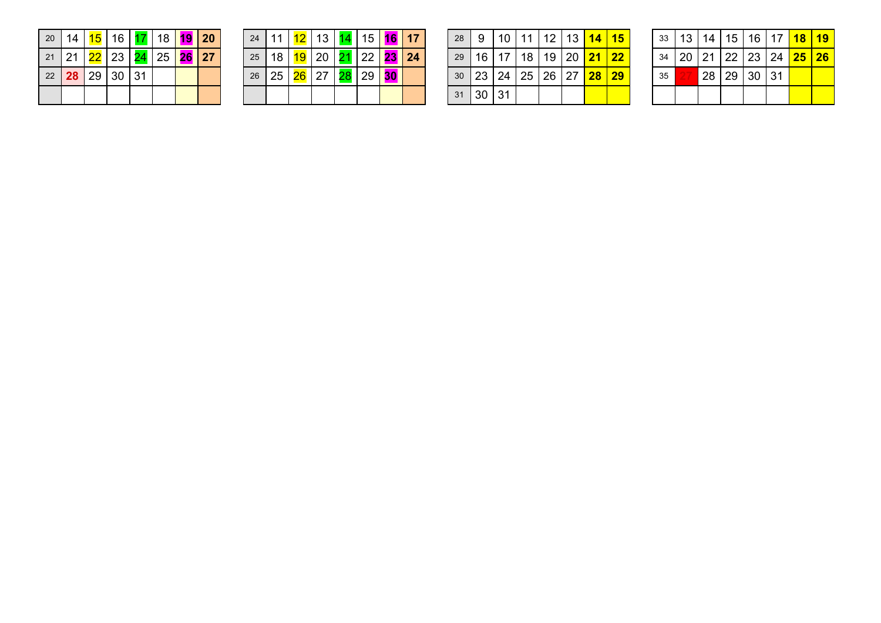| | | | | | | | |
|---|---|---|---|---|---|---|---|
| 20 | 14 | 15 | 16 | 17 | 18 | **19** | **20** |
| 21 | 21 | 22 | 23 | 24 | 25 | **26** | **27** |
| 22 | **28** | 29 | 30 | 31 | | | |
| | | | | | | | |

| | | | | | | | |
|---|---|---|---|---|---|---|---|
| 24 | 11 | 12 | 13 | 14 | 15 | **16** | **17** |
| 25 | 18 | 19 | 20 | 21 | 22 | **23** | **24** |
| 26 | 25 | 26 | 27 | 28 | 29 | **30** | |
| | | | | | | | |

| | | | | | | | |
|---|---|---|---|---|---|---|---|
| 28 | 9 | 10 | 11 | 12 | 13 | **14** | **15** |
| 29 | 16 | 17 | 18 | 19 | 20 | **21** | **22** |
| 30 | 23 | 24 | 25 | 26 | 27 | **28** | **29** |
| 31 | 30 | 31 | | | | | |

| | | | | | | | |
|---|---|---|---|---|---|---|---|
| 33 | 13 | 14 | 15 | 16 | 17 | **18** | **19** |
| 34 | 20 | 21 | 22 | 23 | 24 | **25** | **26** |
| 35 | 27 | 28 | 29 | 30 | 31 | | |
| | | | | | | | |